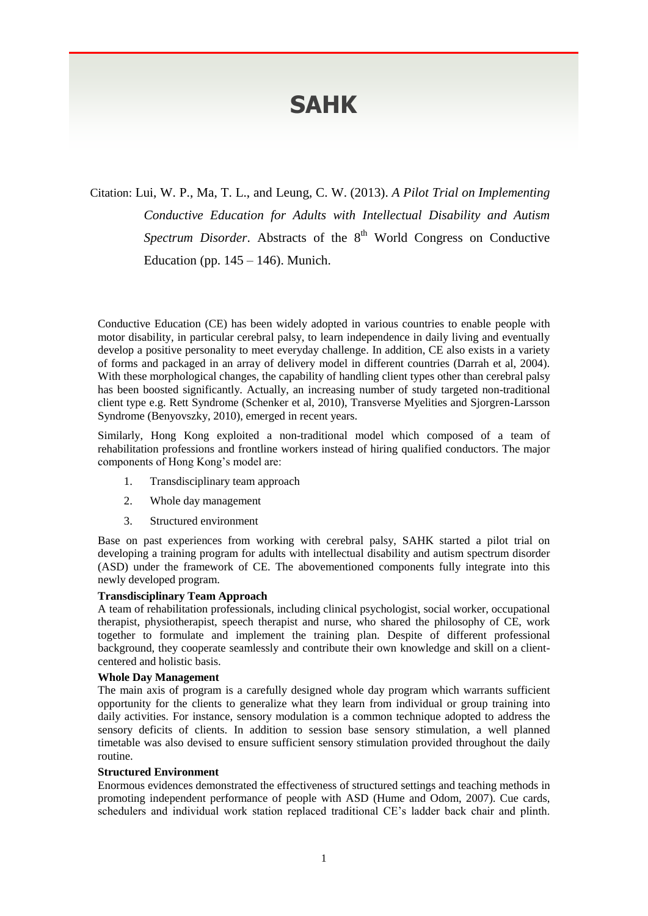# SAHK

Citation: Lui, W. P., Ma, T. L., and Leung, C. W. (2013). *A Pilot Trial on Implementing Conductive Education for Adults with Intellectual Disability and Autism Spectrum Disorder*. Abstracts of the 8th World Congress on Conductive Education (pp. 145 – 146). Munich.

Conductive Education (CE) has been widely adopted in various countries to enable people with motor disability, in particular cerebral palsy, to learn independence in daily living and eventually develop a positive personality to meet everyday challenge. In addition, CE also exists in a variety of forms and packaged in an array of delivery model in different countries (Darrah et al, 2004). With these morphological changes, the capability of handling client types other than cerebral palsy has been boosted significantly. Actually, an increasing number of study targeted non-traditional client type e.g. Rett Syndrome (Schenker et al, 2010), Transverse Myelities and Sjorgren-Larsson Syndrome (Benyovszky, 2010), emerged in recent years.

Similarly, Hong Kong exploited a non-traditional model which composed of a team of rehabilitation professions and frontline workers instead of hiring qualified conductors. The major components of Hong Kong's model are:

1. Transdisciplinary team approach
2. Whole day management
3. Structured environment

Base on past experiences from working with cerebral palsy, SAHK started a pilot trial on developing a training program for adults with intellectual disability and autism spectrum disorder (ASD) under the framework of CE. The abovementioned components fully integrate into this newly developed program.

**Transdisciplinary Team Approach**

A team of rehabilitation professionals, including clinical psychologist, social worker, occupational therapist, physiotherapist, speech therapist and nurse, who shared the philosophy of CE, work together to formulate and implement the training plan. Despite of different professional background, they cooperate seamlessly and contribute their own knowledge and skill on a client-centered and holistic basis.

**Whole Day Management**

The main axis of program is a carefully designed whole day program which warrants sufficient opportunity for the clients to generalize what they learn from individual or group training into daily activities. For instance, sensory modulation is a common technique adopted to address the sensory deficits of clients. In addition to session base sensory stimulation, a well planned timetable was also devised to ensure sufficient sensory stimulation provided throughout the daily routine.

**Structured Environment**

Enormous evidences demonstrated the effectiveness of structured settings and teaching methods in promoting independent performance of people with ASD (Hume and Odom, 2007). Cue cards, schedulers and individual work station replaced traditional CE's ladder back chair and plinth.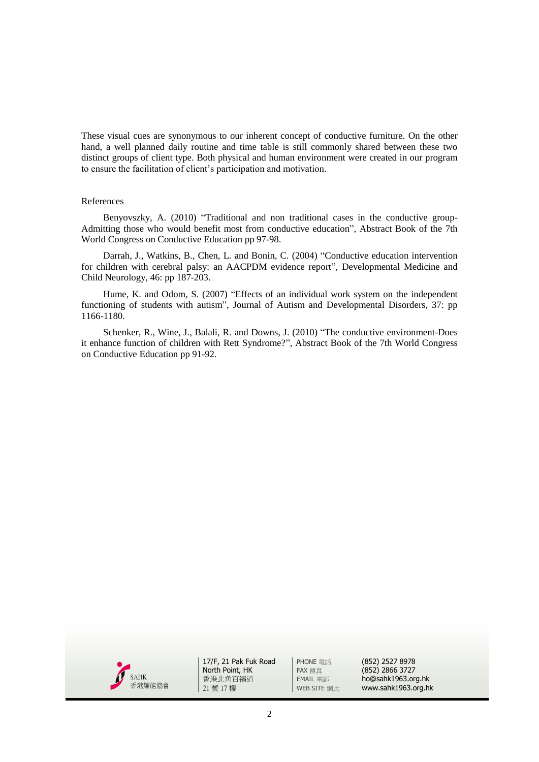These visual cues are synonymous to our inherent concept of conductive furniture. On the other hand, a well planned daily routine and time table is still commonly shared between these two distinct groups of client type. Both physical and human environment were created in our program to ensure the facilitation of client's participation and motivation.

References

Benyovszky, A. (2010) "Traditional and non traditional cases in the conductive group-Admitting those who would benefit most from conductive education", Abstract Book of the 7th World Congress on Conductive Education pp 97-98.

Darrah, J., Watkins, B., Chen, L. and Bonin, C. (2004) "Conductive education intervention for children with cerebral palsy: an AACPDM evidence report", Developmental Medicine and Child Neurology, 46: pp 187-203.

Hume, K. and Odom, S. (2007) "Effects of an individual work system on the independent functioning of students with autism", Journal of Autism and Developmental Disorders, 37: pp 1166-1180.

Schenker, R., Wine, J., Balali, R. and Downs, J. (2010) "The conductive environment-Does it enhance function of children with Rett Syndrome?", Abstract Book of the 7th World Congress on Conductive Education pp 91-92.